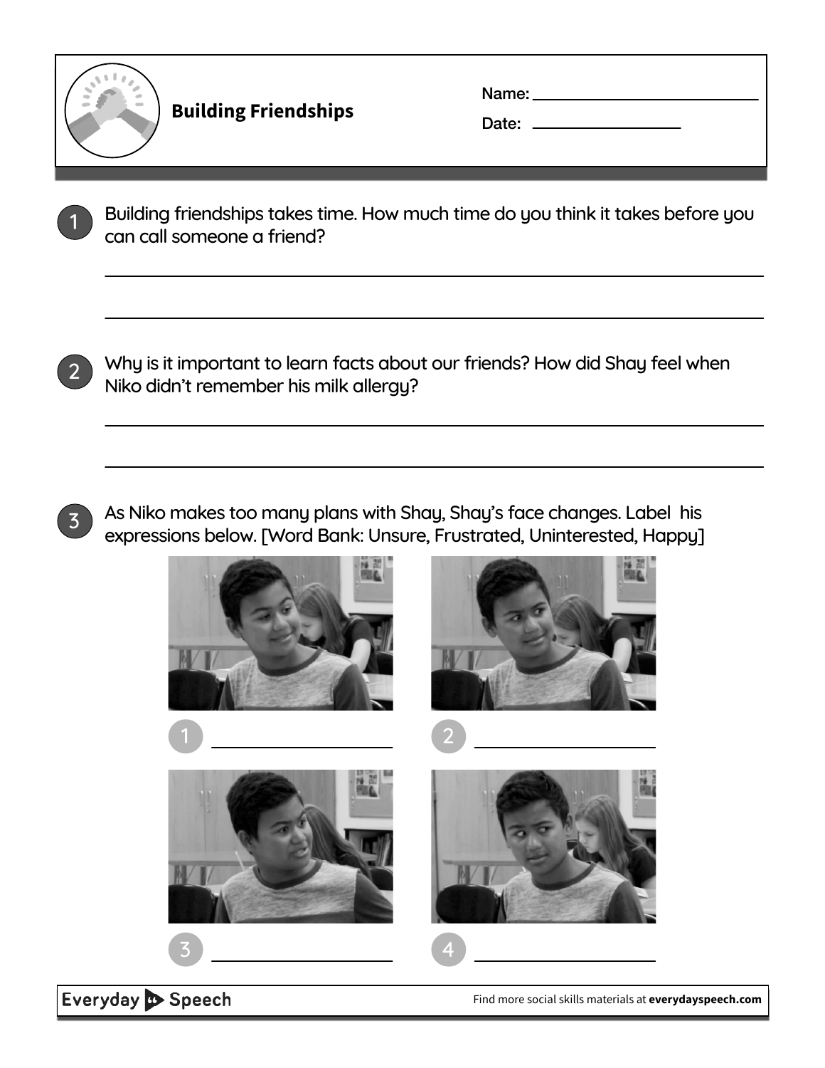# Building Friendships

Name: ______________________

Date: ______________

1. Building friendships takes time. How much time do you think it takes before you can call someone a friend?

_______________________________________________

_______________________________________________

2. Why is it important to learn facts about our friends? How did Shay feel when Niko didn't remember his milk allergy?

_______________________________________________

_______________________________________________

3. As Niko makes too many plans with Shay, Shay's face changes. Label his expressions below. [Word Bank: Unsure, Frustrated, Uninterested, Happy]

1. ______________

2. ______________

3. ______________

4. ______________

Find more social skills materials at **everydayspeech.com**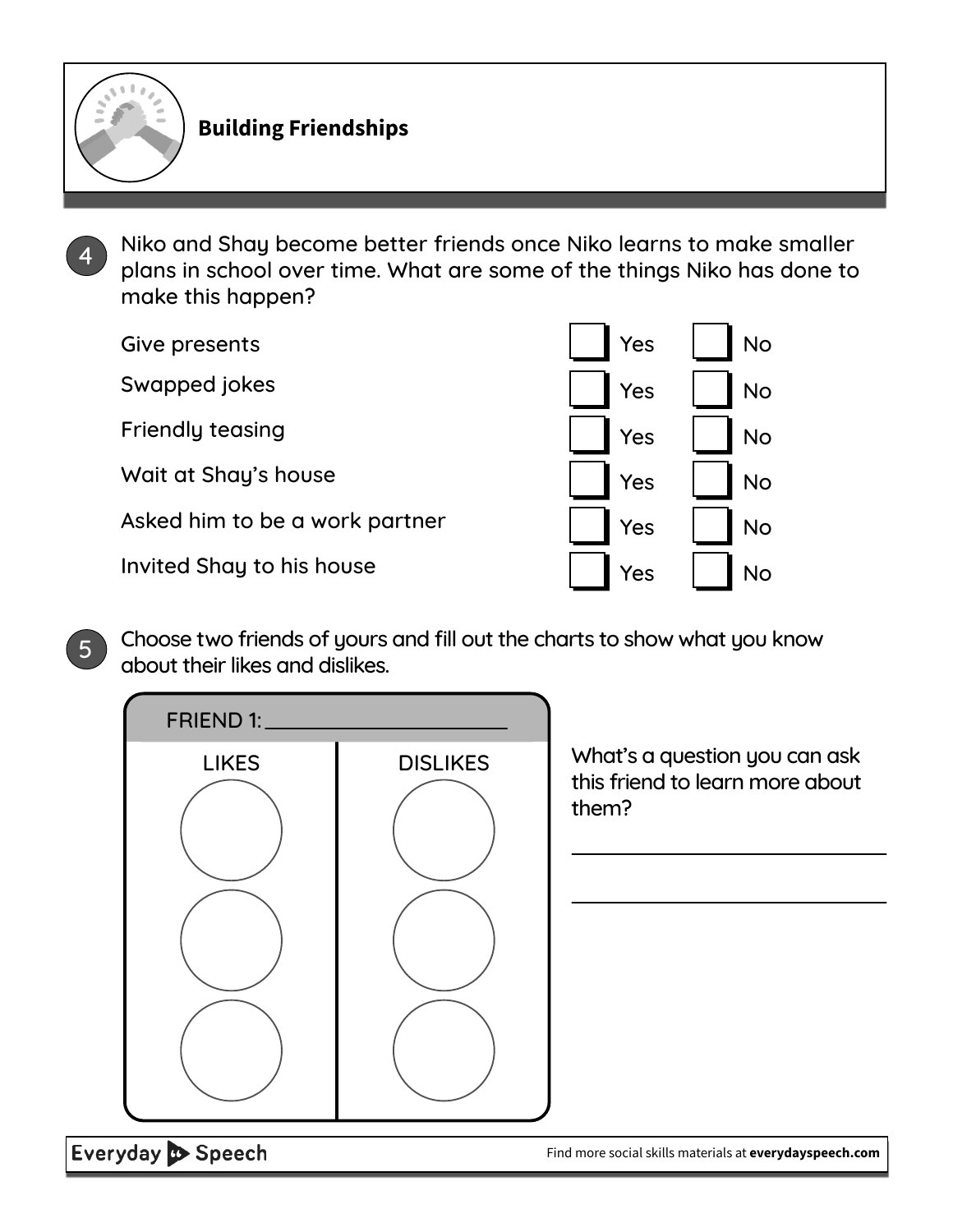## Building Friendships

**4** Niko and Shay become better friends once Niko learns to make smaller plans in school over time. What are some of the things Niko has done to make this happen?

| | | |
|---|---|---|
| Give presents | ☐ Yes | ☐ No |
| Swapped jokes | ☐ Yes | ☐ No |
| Friendly teasing | ☐ Yes | ☐ No |
| Wait at Shay's house | ☐ Yes | ☐ No |
| Asked him to be a work partner | ☐ Yes | ☐ No |
| Invited Shay to his house | ☐ Yes | ☐ No |

**5** Choose two friends of yours and fill out the charts to show what you know about their likes and dislikes.

FRIEND 1: ______________________

| LIKES | DISLIKES |
|---|---|
| ◯ | ◯ |
| ◯ | ◯ |
| ◯ | ◯ |

What's a question you can ask this friend to learn more about them?

______________________________

______________________________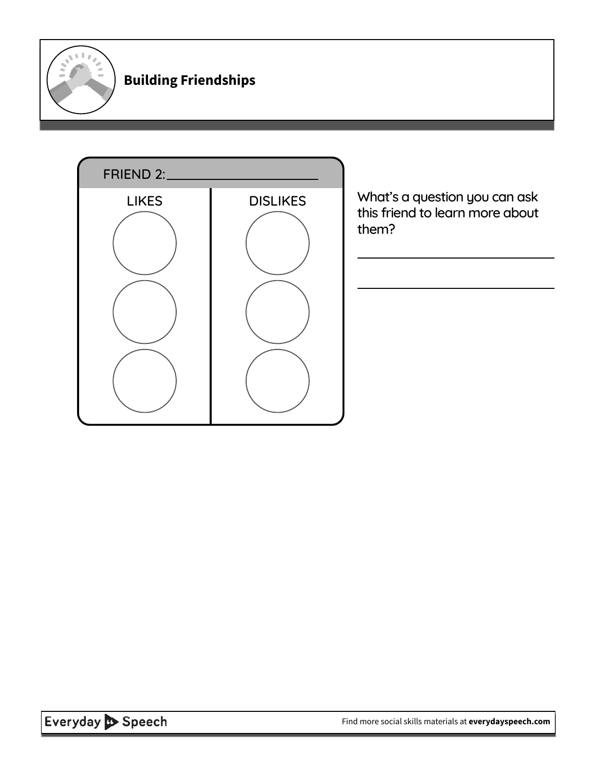# Building Friendships

FRIEND 2: ____________________

| LIKES | DISLIKES |
| --- | --- |
| | |
| | |
| | |

What's a question you can ask this friend to learn more about them?

______________________________

______________________________

Find more social skills materials at **everydayspeech.com**